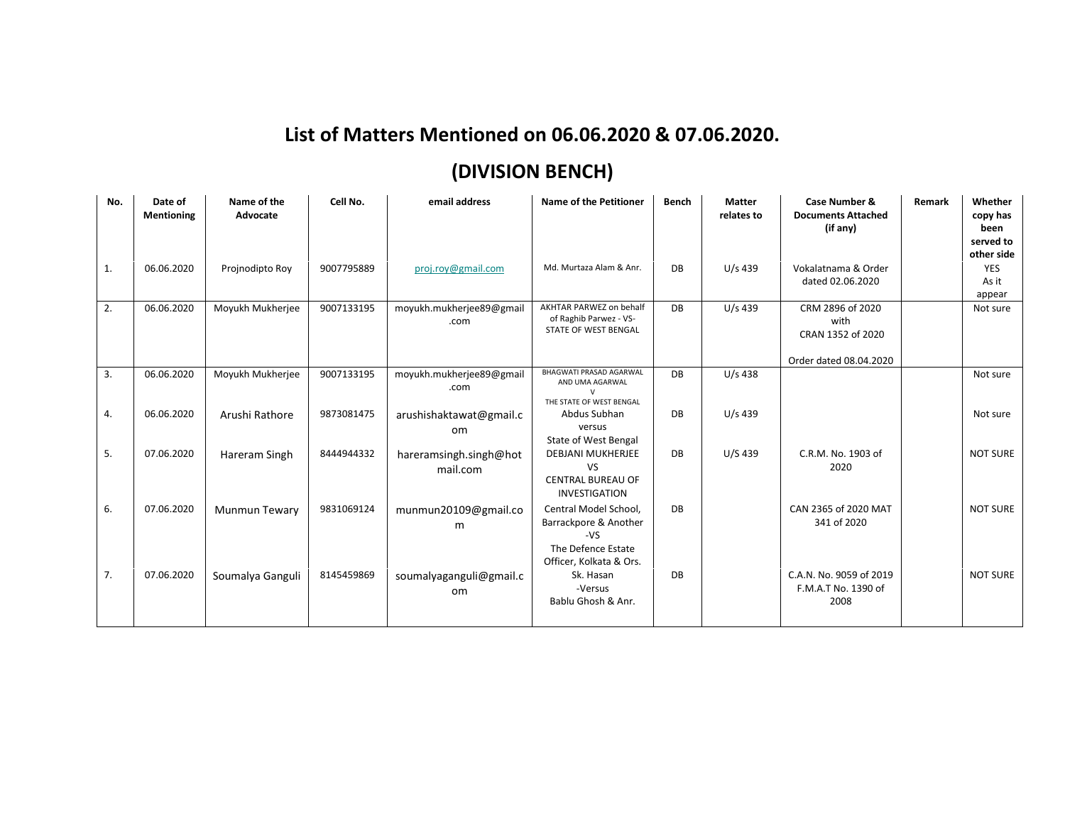# List of Matters Mentioned on 06.06.2020 & 07.06.2020.

## (DIVISION BENCH)

| No. | Date of Mentioning | Name of the Advocate | Cell No. | email address | Name of the Petitioner | Bench | Matter relates to | Case Number & Documents Attached (if any) | Remark | Whether copy has been served to other side |
|---|---|---|---|---|---|---|---|---|---|---|
| 1. | 06.06.2020 | Projnodipto Roy | 9007795889 | proj.roy@gmail.com | Md. Murtaza Alam & Anr. | DB | U/s 439 | Vokalatnama & Order dated 02.06.2020 | | YES As it appear |
| 2. | 06.06.2020 | Moyukh Mukherjee | 9007133195 | moyukh.mukherjee89@gmail.com | AKHTAR PARWEZ on behalf of Raghib Parwez - VS- STATE OF WEST BENGAL | DB | U/s 439 | CRM 2896 of 2020 with CRAN 1352 of 2020 Order dated 08.04.2020 | | Not sure |
| 3. | 06.06.2020 | Moyukh Mukherjee | 9007133195 | moyukh.mukherjee89@gmail.com | BHAGWATI PRASAD AGARWAL AND UMA AGARWAL V THE STATE OF WEST BENGAL | DB | U/s 438 | | | Not sure |
| 4. | 06.06.2020 | Arushi Rathore | 9873081475 | arushishaktawat@gmail.com | Abdus Subhan versus State of West Bengal | DB | U/s 439 | | | Not sure |
| 5. | 07.06.2020 | Hareram Singh | 8444944332 | hareramsingh.singh@hotmail.com | DEBJANI MUKHERJEE VS CENTRAL BUREAU OF INVESTIGATION | DB | U/S 439 | C.R.M. No. 1903 of 2020 | | NOT SURE |
| 6. | 07.06.2020 | Munmun Tewary | 9831069124 | munmun20109@gmail.com | Central Model School, Barrackpore & Another -VS The Defence Estate Officer, Kolkata & Ors. | DB | | CAN 2365 of 2020 MAT 341 of 2020 | | NOT SURE |
| 7. | 07.06.2020 | Soumalya Ganguli | 8145459869 | soumalyaganguli@gmail.com | Sk. Hasan -Versus Bablu Ghosh & Anr. | DB | | C.A.N. No. 9059 of 2019 F.M.A.T No. 1390 of 2008 | | NOT SURE |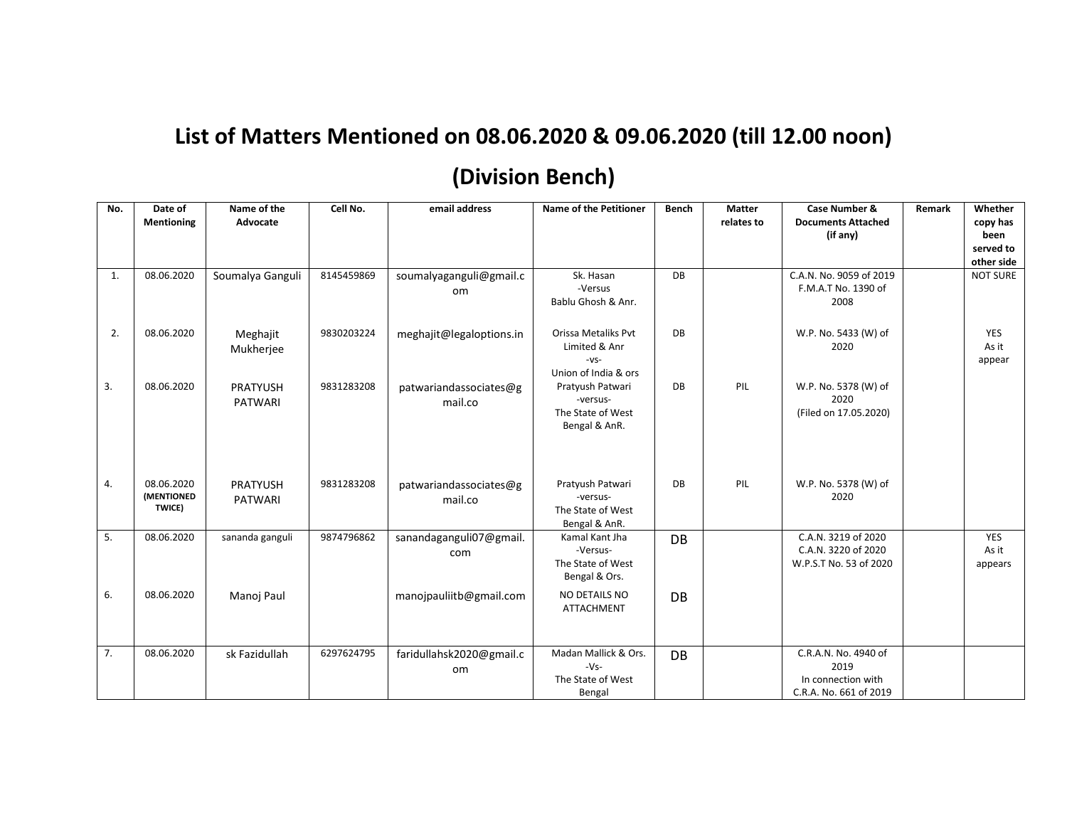# List of Matters Mentioned on 08.06.2020 & 09.06.2020 (till 12.00 noon)

## (Division Bench)

| No. | Date of Mentioning | Name of the Advocate | Cell No. | email address | Name of the Petitioner | Bench | Matter relates to | Case Number & Documents Attached (if any) | Remark | Whether copy has been served to other side |
|---|---|---|---|---|---|---|---|---|---|---|
| 1. | 08.06.2020 | Soumalya Ganguli | 8145459869 | soumalyaganguli@gmail.com | Sk. Hasan -Versus Bablu Ghosh & Anr. | DB | | C.A.N. No. 9059 of 2019 F.M.A.T No. 1390 of 2008 | | NOT SURE |
| 2. | 08.06.2020 | Meghajit Mukherjee | 9830203224 | meghajit@legaloptions.in | Orissa Metaliks Pvt Limited & Anr -vs- Union of India & ors | DB | | W.P. No. 5433 (W) of 2020 | | YES As it appear |
| 3. | 08.06.2020 | PRATYUSH PATWARI | 9831283208 | patwariandassociates@gmail.co | Pratyush Patwari -versus- The State of West Bengal & AnR. | DB | PIL | W.P. No. 5378 (W) of 2020 (Filed on 17.05.2020) | | |
| 4. | 08.06.2020 (MENTIONED TWICE) | PRATYUSH PATWARI | 9831283208 | patwariandassociates@gmail.co | Pratyush Patwari -versus- The State of West Bengal & AnR. | DB | PIL | W.P. No. 5378 (W) of 2020 | | |
| 5. | 08.06.2020 | sananda ganguli | 9874796862 | sanandaganguli07@gmail.com | Kamal Kant Jha -Versus- The State of West Bengal & Ors. | DB | | C.A.N. 3219 of 2020 C.A.N. 3220 of 2020 W.P.S.T No. 53 of 2020 | | YES As it appears |
| 6. | 08.06.2020 | Manoj Paul | | manojpauliitb@gmail.com | NO DETAILS NO ATTACHMENT | DB | | | | |
| 7. | 08.06.2020 | sk Fazidullah | 6297624795 | faridullahsk2020@gmail.com | Madan Mallick & Ors. -Vs- The State of West Bengal | DB | | C.R.A.N. No. 4940 of 2019 In connection with C.R.A. No. 661 of 2019 | | |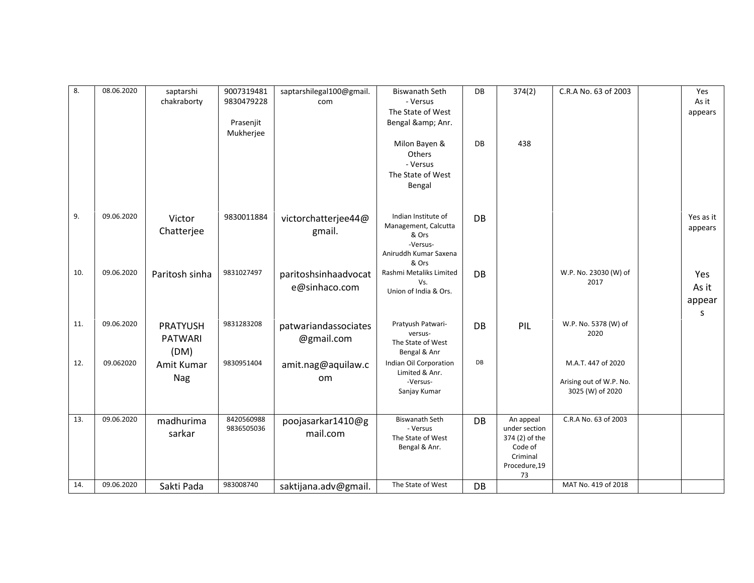| 8. | 08.06.2020 | saptarshi chakraborty | 9007319481 9830479228 Prasenjit Mukherjee | saptarshilegal100@gmail.com | Biswanath Seth - Versus The State of West Bengal &amp; Anr. Milon Bayen & Others - Versus The State of West Bengal | DB DB | 374(2) 438 | C.R.A No. 63 of 2003 | | Yes As it appears |
|---|---|---|---|---|---|---|---|---|---|---|
| 9. | 09.06.2020 | Victor Chatterjee | 9830011884 | victorchatterjee44@gmail. | Indian Institute of Management, Calcutta & Ors -Versus- Aniruddh Kumar Saxena & Ors | DB | | | | Yes as it appears |
| 10. | 09.06.2020 | Paritosh sinha | 9831027497 | paritoshsinhaadvocate@sinhaco.com | Rashmi Metaliks Limited Vs. Union of India & Ors. | DB | | W.P. No. 23030 (W) of 2017 | | Yes As it appears |
| 11. | 09.06.2020 | PRATYUSH PATWARI (DM) | 9831283208 | patwariandassociates@gmail.com | Pratyush Patwari- versus- The State of West Bengal & Anr | DB | PIL | W.P. No. 5378 (W) of 2020 | | |
| 12. | 09.062020 | Amit Kumar Nag | 9830951404 | amit.nag@aquilaw.com | Indian Oil Corporation Limited & Anr. -Versus- Sanjay Kumar | DB | | M.A.T. 447 of 2020 Arising out of W.P. No. 3025 (W) of 2020 | | |
| 13. | 09.06.2020 | madhurima sarkar | 8420560988 9836505036 | poojasarkar1410@gmail.com | Biswanath Seth - Versus The State of West Bengal & Anr. | DB | An appeal under section 374 (2) of the Code of Criminal Procedure,1973 | C.R.A No. 63 of 2003 | | |
| 14. | 09.06.2020 | Sakti Pada | 983008740 | saktijana.adv@gmail. | The State of West | DB | | MAT No. 419 of 2018 | | |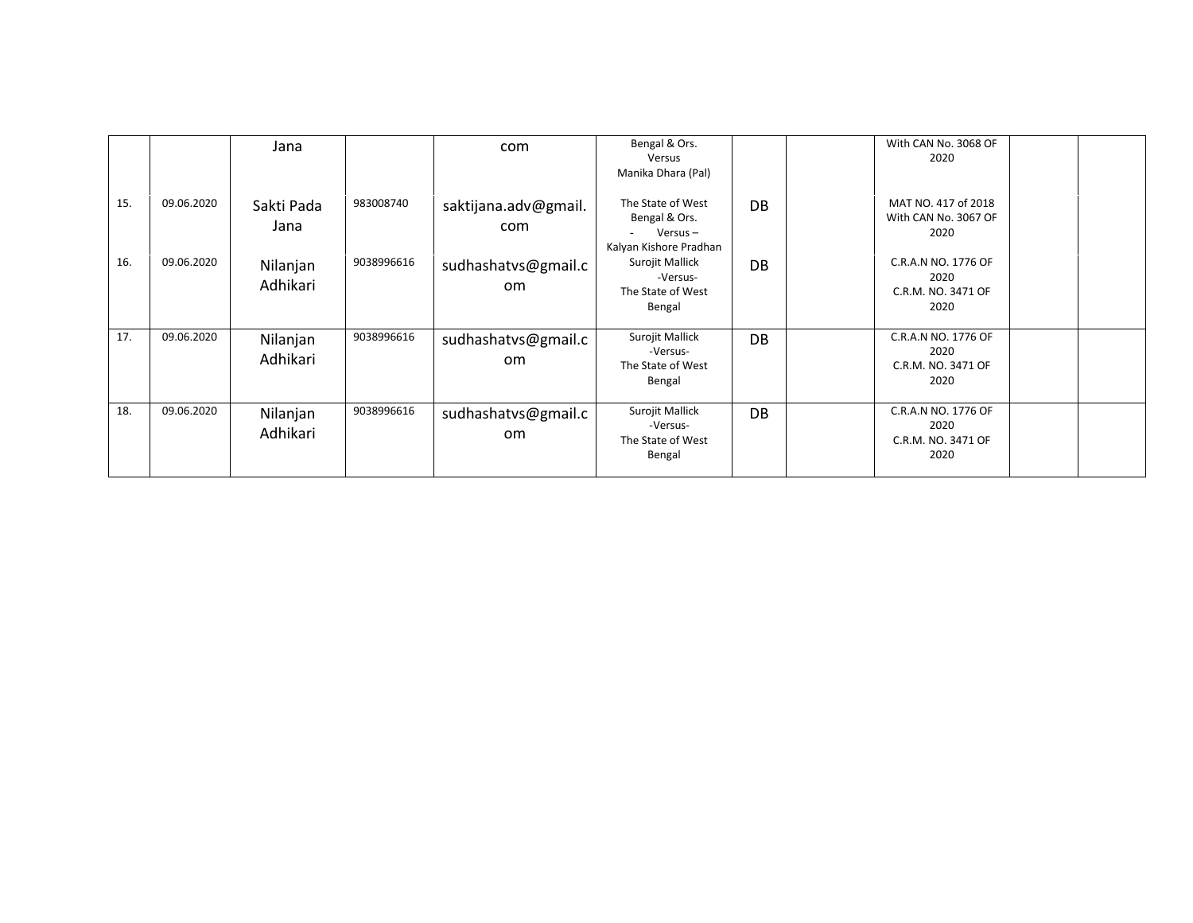| | | | | | | | | | | |
|---|---|---|---|---|---|---|---|---|---|---|
| | | Jana | | com | Bengal & Ors. Versus Manika Dhara (Pal) | | | With CAN No. 3068 OF 2020 | | |
| 15. | 09.06.2020 | Sakti Pada Jana | 983008740 | saktijana.adv@gmail.com | The State of West Bengal & Ors. - Versus – Kalyan Kishore Pradhan | DB | | MAT NO. 417 of 2018 With CAN No. 3067 OF 2020 | | |
| 16. | 09.06.2020 | Nilanjan Adhikari | 9038996616 | sudhashatvs@gmail.com | Surojit Mallick -Versus- The State of West Bengal | DB | | C.R.A.N NO. 1776 OF 2020 C.R.M. NO. 3471 OF 2020 | | |
| 17. | 09.06.2020 | Nilanjan Adhikari | 9038996616 | sudhashatvs@gmail.com | Surojit Mallick -Versus- The State of West Bengal | DB | | C.R.A.N NO. 1776 OF 2020 C.R.M. NO. 3471 OF 2020 | | |
| 18. | 09.06.2020 | Nilanjan Adhikari | 9038996616 | sudhashatvs@gmail.com | Surojit Mallick -Versus- The State of West Bengal | DB | | C.R.A.N NO. 1776 OF 2020 C.R.M. NO. 3471 OF 2020 | | |